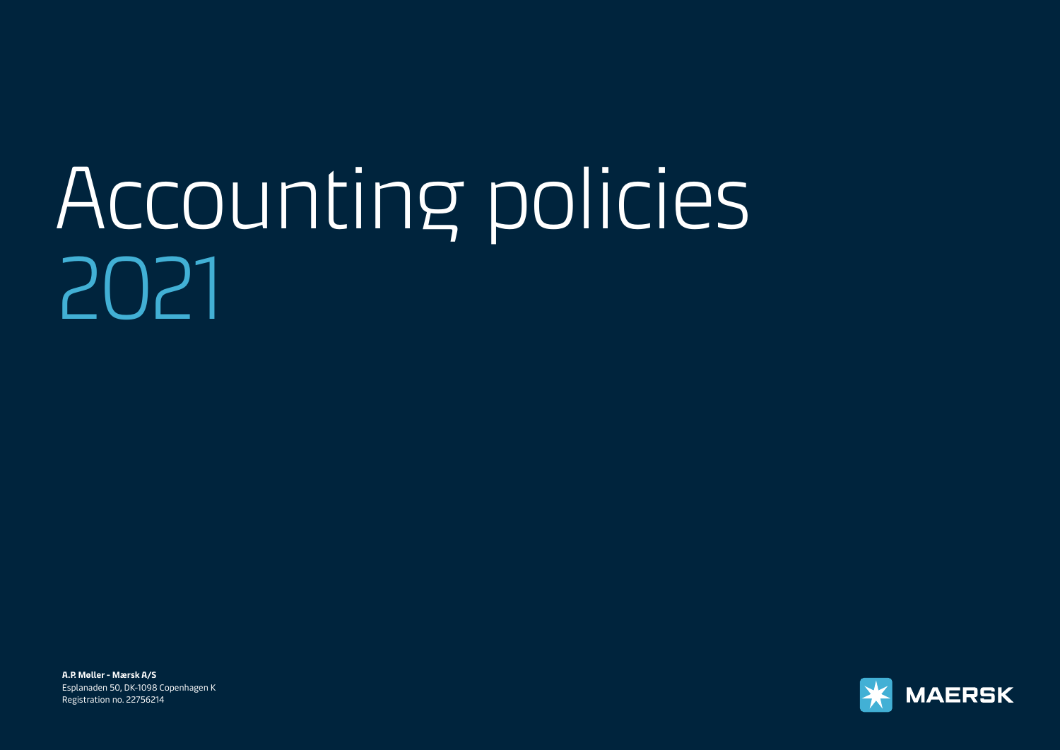# Accounting policies 2021

**A.P. Møller - Mærsk A/S**
Esplanaden 50, DK-1098 Copenhagen K
Registration no. 22756214

MAERSK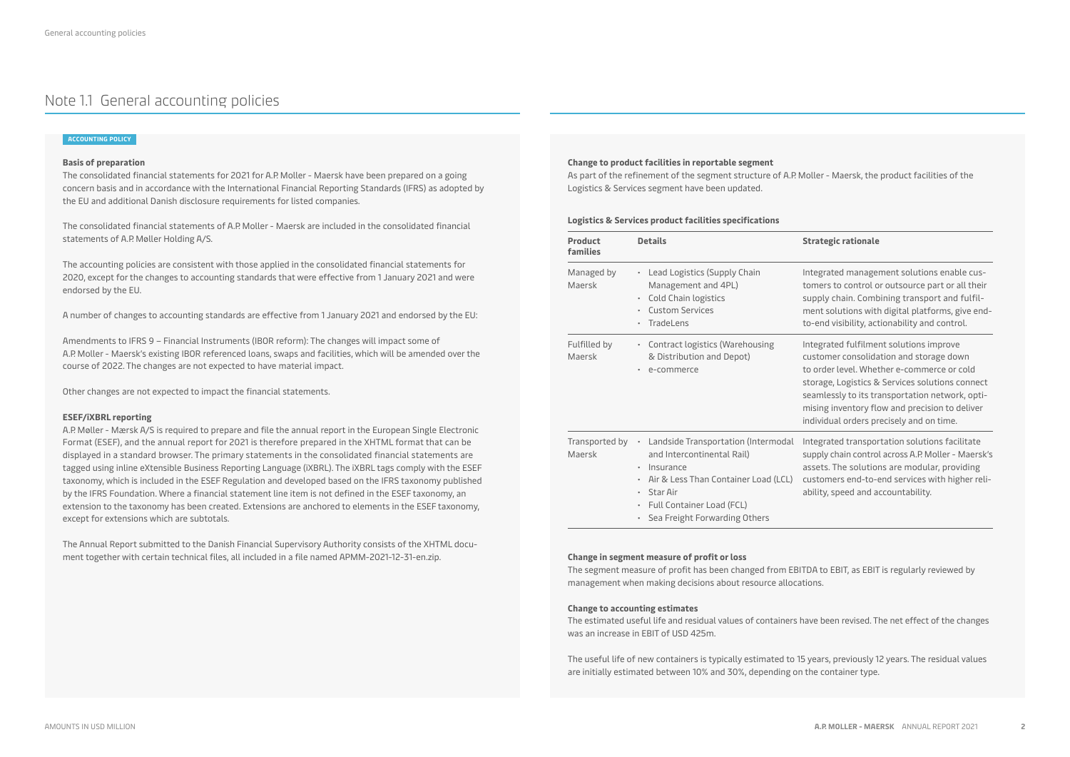# Note 1.1 General accounting policies

**ACCOUNTING POLICY**

**Basis of preparation**

The consolidated financial statements for 2021 for A.P. Moller - Maersk have been prepared on a going concern basis and in accordance with the International Financial Reporting Standards (IFRS) as adopted by the EU and additional Danish disclosure requirements for listed companies.

The consolidated financial statements of A.P. Moller - Maersk are included in the consolidated financial statements of A.P. Møller Holding A/S.

The accounting policies are consistent with those applied in the consolidated financial statements for 2020, except for the changes to accounting standards that were effective from 1 January 2021 and were endorsed by the EU.

A number of changes to accounting standards are effective from 1 January 2021 and endorsed by the EU:

Amendments to IFRS 9 – Financial Instruments (IBOR reform): The changes will impact some of A.P. Moller - Maersk's existing IBOR referenced loans, swaps and facilities, which will be amended over the course of 2022. The changes are not expected to have material impact.

Other changes are not expected to impact the financial statements.

**ESEF/iXBRL reporting**

A.P. Møller - Mærsk A/S is required to prepare and file the annual report in the European Single Electronic Format (ESEF), and the annual report for 2021 is therefore prepared in the XHTML format that can be displayed in a standard browser. The primary statements in the consolidated financial statements are tagged using inline eXtensible Business Reporting Language (iXBRL). The iXBRL tags comply with the ESEF taxonomy, which is included in the ESEF Regulation and developed based on the IFRS taxonomy published by the IFRS Foundation. Where a financial statement line item is not defined in the ESEF taxonomy, an extension to the taxonomy has been created. Extensions are anchored to elements in the ESEF taxonomy, except for extensions which are subtotals.

The Annual Report submitted to the Danish Financial Supervisory Authority consists of the XHTML document together with certain technical files, all included in a file named APMM-2021-12-31-en.zip.

**Change to product facilities in reportable segment**

As part of the refinement of the segment structure of A.P. Moller - Maersk, the product facilities of the Logistics & Services segment have been updated.

**Logistics & Services product facilities specifications**

| Product families | Details | Strategic rationale |
|---|---|---|
| Managed by Maersk | • Lead Logistics (Supply Chain Management and 4PL)<br>• Cold Chain logistics<br>• Custom Services<br>• TradeLens | Integrated management solutions enable customers to control or outsource part or all their supply chain. Combining transport and fulfilment solutions with digital platforms, give end-to-end visibility, actionability and control. |
| Fulfilled by Maersk | • Contract logistics (Warehousing & Distribution and Depot)<br>• e-commerce | Integrated fulfilment solutions improve customer consolidation and storage down to order level. Whether e-commerce or cold storage, Logistics & Services solutions connect seamlessly to its transportation network, optimising inventory flow and precision to deliver individual orders precisely and on time. |
| Transported by Maersk | • Landside Transportation (Intermodal and Intercontinental Rail)<br>• Insurance<br>• Air & Less Than Container Load (LCL)<br>• Star Air<br>• Full Container Load (FCL)<br>• Sea Freight Forwarding Others | Integrated transportation solutions facilitate supply chain control across A.P. Moller - Maersk's assets. The solutions are modular, providing customers end-to-end services with higher reliability, speed and accountability. |

**Change in segment measure of profit or loss**

The segment measure of profit has been changed from EBITDA to EBIT, as EBIT is regularly reviewed by management when making decisions about resource allocations.

**Change to accounting estimates**

The estimated useful life and residual values of containers have been revised. The net effect of the changes was an increase in EBIT of USD 425m.

The useful life of new containers is typically estimated to 15 years, previously 12 years. The residual values are initially estimated between 10% and 30%, depending on the container type.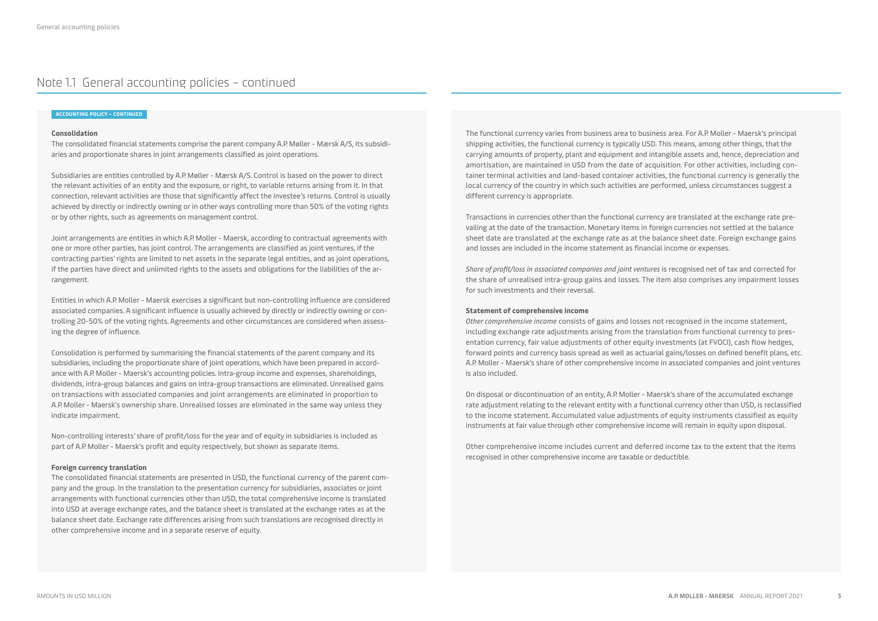## Note 1.1 General accounting policies – continued

ACCOUNTING POLICY – CONTINUED

**Consolidation**

The consolidated financial statements comprise the parent company A.P. Møller - Mærsk A/S, its subsidiaries and proportionate shares in joint arrangements classified as joint operations.

Subsidiaries are entities controlled by A.P. Møller - Mærsk A/S. Control is based on the power to direct the relevant activities of an entity and the exposure, or right, to variable returns arising from it. In that connection, relevant activities are those that significantly affect the investee's returns. Control is usually achieved by directly or indirectly owning or in other ways controlling more than 50% of the voting rights or by other rights, such as agreements on management control.

Joint arrangements are entities in which A.P. Moller - Maersk, according to contractual agreements with one or more other parties, has joint control. The arrangements are classified as joint ventures, if the contracting parties' rights are limited to net assets in the separate legal entities, and as joint operations, if the parties have direct and unlimited rights to the assets and obligations for the liabilities of the arrangement.

Entities in which A.P. Moller - Maersk exercises a significant but non-controlling influence are considered associated companies. A significant influence is usually achieved by directly or indirectly owning or controlling 20-50% of the voting rights. Agreements and other circumstances are considered when assessing the degree of influence.

Consolidation is performed by summarising the financial statements of the parent company and its subsidiaries, including the proportionate share of joint operations, which have been prepared in accordance with A.P. Moller - Maersk's accounting policies. Intra-group income and expenses, shareholdings, dividends, intra-group balances and gains on intra-group transactions are eliminated. Unrealised gains on transactions with associated companies and joint arrangements are eliminated in proportion to A.P. Moller - Maersk's ownership share. Unrealised losses are eliminated in the same way unless they indicate impairment.

Non-controlling interests' share of profit/loss for the year and of equity in subsidiaries is included as part of A.P. Moller - Maersk's profit and equity respectively, but shown as separate items.

**Foreign currency translation**

The consolidated financial statements are presented in USD, the functional currency of the parent company and the group. In the translation to the presentation currency for subsidiaries, associates or joint arrangements with functional currencies other than USD, the total comprehensive income is translated into USD at average exchange rates, and the balance sheet is translated at the exchange rates as at the balance sheet date. Exchange rate differences arising from such translations are recognised directly in other comprehensive income and in a separate reserve of equity.

The functional currency varies from business area to business area. For A.P. Moller - Maersk's principal shipping activities, the functional currency is typically USD. This means, among other things, that the carrying amounts of property, plant and equipment and intangible assets and, hence, depreciation and amortisation, are maintained in USD from the date of acquisition. For other activities, including container terminal activities and land-based container activities, the functional currency is generally the local currency of the country in which such activities are performed, unless circumstances suggest a different currency is appropriate.

Transactions in currencies other than the functional currency are translated at the exchange rate prevailing at the date of the transaction. Monetary items in foreign currencies not settled at the balance sheet date are translated at the exchange rate as at the balance sheet date. Foreign exchange gains and losses are included in the income statement as financial income or expenses.

*Share of profit/loss in associated companies and joint ventures* is recognised net of tax and corrected for the share of unrealised intra-group gains and losses. The item also comprises any impairment losses for such investments and their reversal.

**Statement of comprehensive income**

*Other comprehensive income* consists of gains and losses not recognised in the income statement, including exchange rate adjustments arising from the translation from functional currency to presentation currency, fair value adjustments of other equity investments (at FVOCI), cash flow hedges, forward points and currency basis spread as well as actuarial gains/losses on defined benefit plans, etc. A.P. Moller - Maersk's share of other comprehensive income in associated companies and joint ventures is also included.

On disposal or discontinuation of an entity, A.P. Moller - Maersk's share of the accumulated exchange rate adjustment relating to the relevant entity with a functional currency other than USD, is reclassified to the income statement. Accumulated value adjustments of equity instruments classified as equity instruments at fair value through other comprehensive income will remain in equity upon disposal.

Other comprehensive income includes current and deferred income tax to the extent that the items recognised in other comprehensive income are taxable or deductible.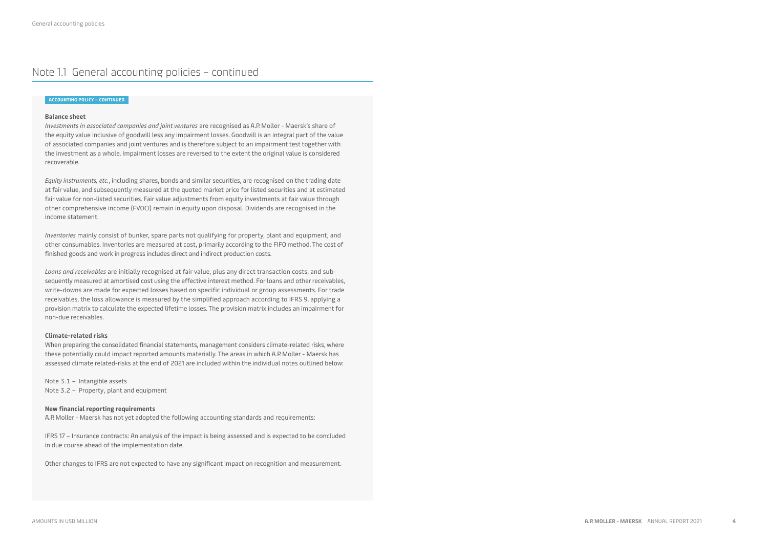# Note 1.1 General accounting policies – continued

**ACCOUNTING POLICY – CONTINUED**

**Balance sheet**

*Investments in associated companies and joint ventures* are recognised as A.P. Moller - Maersk's share of the equity value inclusive of goodwill less any impairment losses. Goodwill is an integral part of the value of associated companies and joint ventures and is therefore subject to an impairment test together with the investment as a whole. Impairment losses are reversed to the extent the original value is considered recoverable.

*Equity instruments, etc.*, including shares, bonds and similar securities, are recognised on the trading date at fair value, and subsequently measured at the quoted market price for listed securities and at estimated fair value for non-listed securities. Fair value adjustments from equity investments at fair value through other comprehensive income (FVOCI) remain in equity upon disposal. Dividends are recognised in the income statement.

*Inventories* mainly consist of bunker, spare parts not qualifying for property, plant and equipment, and other consumables. Inventories are measured at cost, primarily according to the FIFO method. The cost of finished goods and work in progress includes direct and indirect production costs.

*Loans and receivables* are initially recognised at fair value, plus any direct transaction costs, and subsequently measured at amortised cost using the effective interest method. For loans and other receivables, write-downs are made for expected losses based on specific individual or group assessments. For trade receivables, the loss allowance is measured by the simplified approach according to IFRS 9, applying a provision matrix to calculate the expected lifetime losses. The provision matrix includes an impairment for non-due receivables.

**Climate-related risks**

When preparing the consolidated financial statements, management considers climate-related risks, where these potentially could impact reported amounts materially. The areas in which A.P. Moller - Maersk has assessed climate related-risks at the end of 2021 are included within the individual notes outlined below:

Note 3.1 – Intangible assets
Note 3.2 – Property, plant and equipment

**New financial reporting requirements**

A.P. Moller - Maersk has not yet adopted the following accounting standards and requirements:

IFRS 17 – Insurance contracts: An analysis of the impact is being assessed and is expected to be concluded in due course ahead of the implementation date.

Other changes to IFRS are not expected to have any significant impact on recognition and measurement.